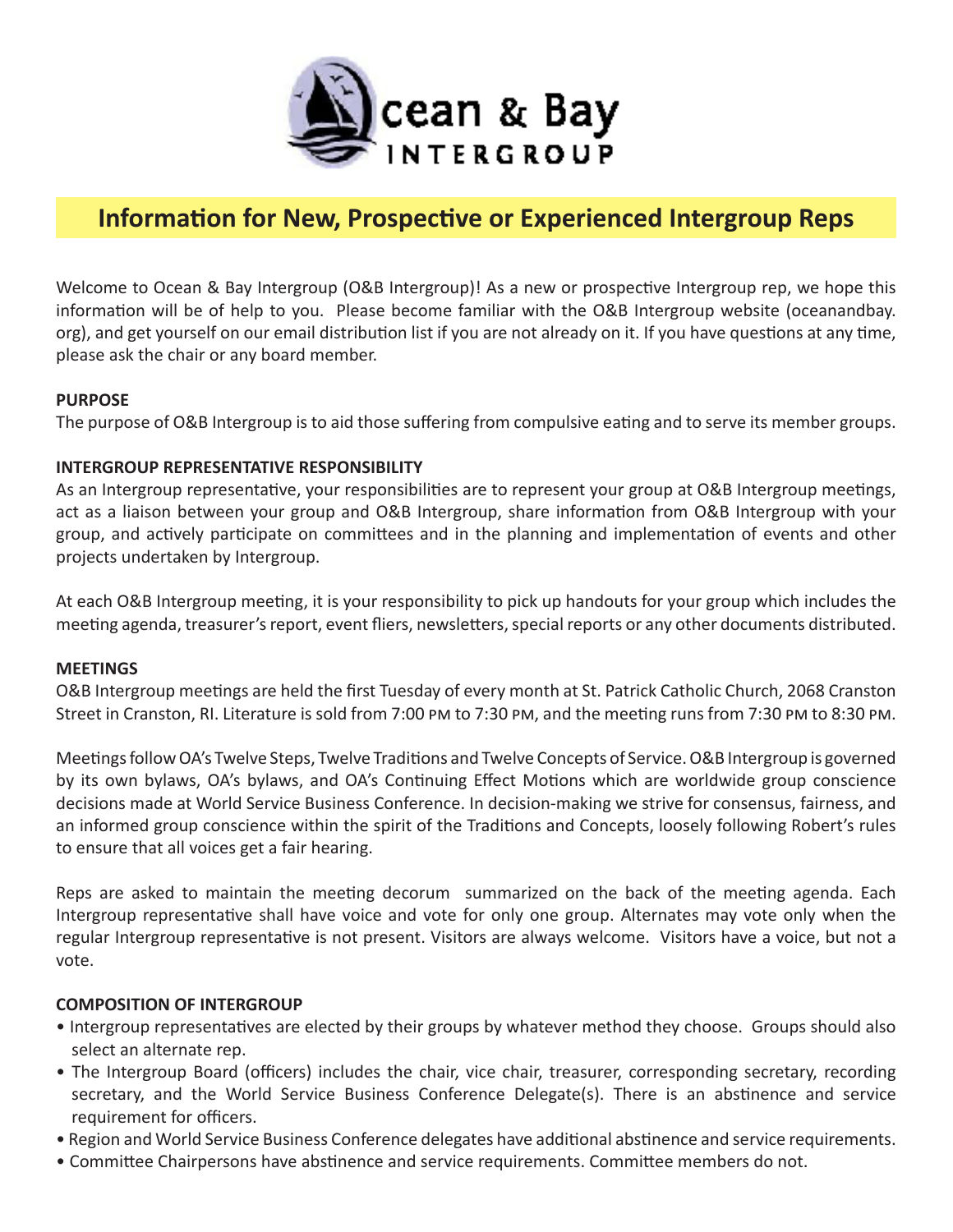Ocean & Bay INTERGROUP

## Information for New, Prospective or Experienced Intergroup Reps

Welcome to Ocean & Bay Intergroup (O&B Intergroup)! As a new or prospective Intergroup rep, we hope this information will be of help to you. Please become familiar with the O&B Intergroup website (oceanandbay.org), and get yourself on our email distribution list if you are not already on it. If you have questions at any time, please ask the chair or any board member.

**PURPOSE**

The purpose of O&B Intergroup is to aid those suffering from compulsive eating and to serve its member groups.

**INTERGROUP REPRESENTATIVE RESPONSIBILITY**

As an Intergroup representative, your responsibilities are to represent your group at O&B Intergroup meetings, act as a liaison between your group and O&B Intergroup, share information from O&B Intergroup with your group, and actively participate on committees and in the planning and implementation of events and other projects undertaken by Intergroup.

At each O&B Intergroup meeting, it is your responsibility to pick up handouts for your group which includes the meeting agenda, treasurer's report, event fliers, newsletters, special reports or any other documents distributed.

**MEETINGS**

O&B Intergroup meetings are held the first Tuesday of every month at St. Patrick Catholic Church, 2068 Cranston Street in Cranston, RI. Literature is sold from 7:00 PM to 7:30 PM, and the meeting runs from 7:30 PM to 8:30 PM.

Meetings follow OA's Twelve Steps, Twelve Traditions and Twelve Concepts of Service. O&B Intergroup is governed by its own bylaws, OA's bylaws, and OA's Continuing Effect Motions which are worldwide group conscience decisions made at World Service Business Conference. In decision-making we strive for consensus, fairness, and an informed group conscience within the spirit of the Traditions and Concepts, loosely following Robert's rules to ensure that all voices get a fair hearing.

Reps are asked to maintain the meeting decorum summarized on the back of the meeting agenda. Each Intergroup representative shall have voice and vote for only one group. Alternates may vote only when the regular Intergroup representative is not present. Visitors are always welcome. Visitors have a voice, but not a vote.

**COMPOSITION OF INTERGROUP**

- Intergroup representatives are elected by their groups by whatever method they choose. Groups should also select an alternate rep.
- The Intergroup Board (officers) includes the chair, vice chair, treasurer, corresponding secretary, recording secretary, and the World Service Business Conference Delegate(s). There is an abstinence and service requirement for officers.
- Region and World Service Business Conference delegates have additional abstinence and service requirements.
- Committee Chairpersons have abstinence and service requirements. Committee members do not.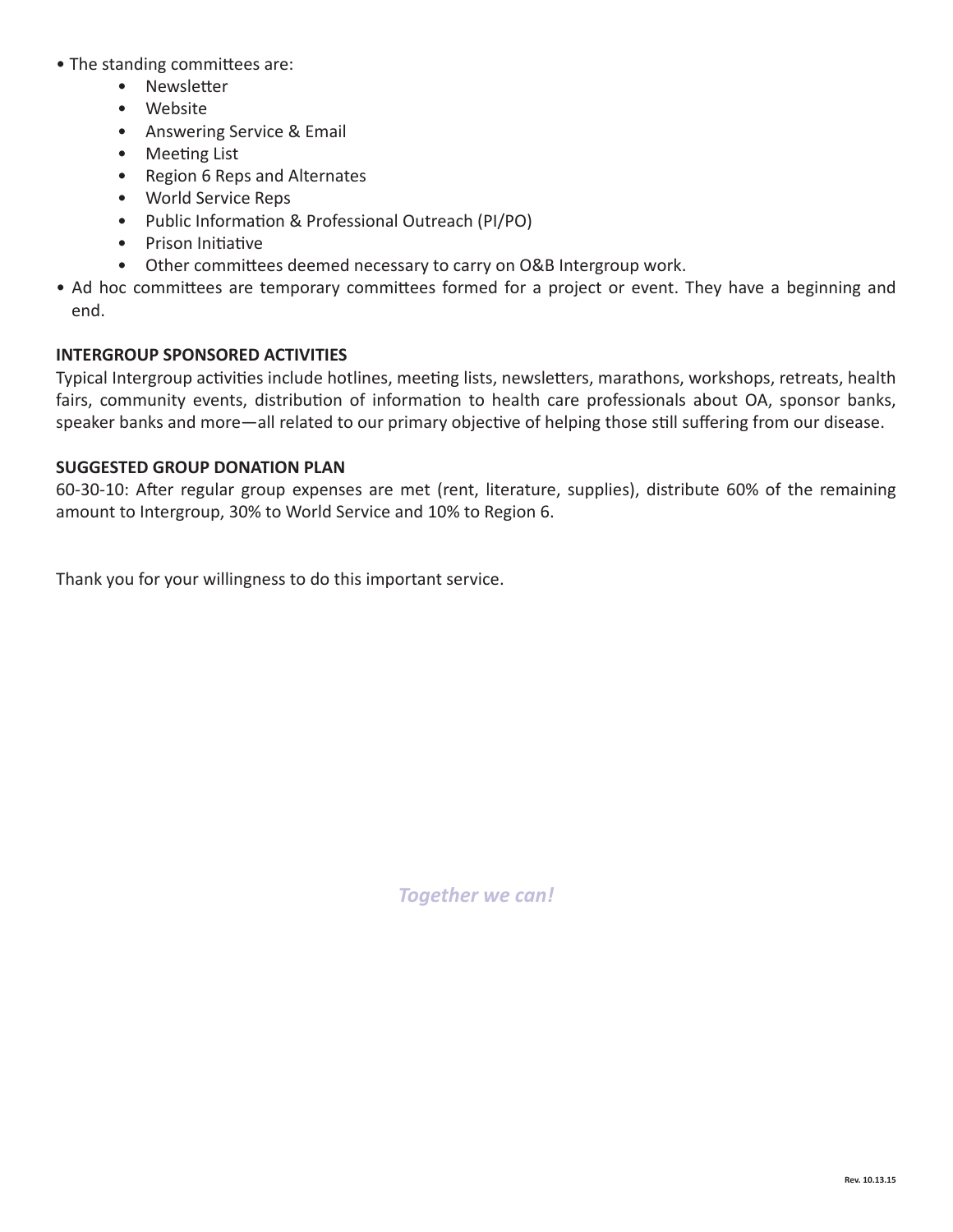- The standing committees are:
  - Newsletter
  - Website
  - Answering Service & Email
  - Meeting List
  - Region 6 Reps and Alternates
  - World Service Reps
  - Public Information & Professional Outreach (PI/PO)
  - Prison Initiative
  - Other committees deemed necessary to carry on O&B Intergroup work.
- Ad hoc committees are temporary committees formed for a project or event. They have a beginning and end.

**INTERGROUP SPONSORED ACTIVITIES**

Typical Intergroup activities include hotlines, meeting lists, newsletters, marathons, workshops, retreats, health fairs, community events, distribution of information to health care professionals about OA, sponsor banks, speaker banks and more—all related to our primary objective of helping those still suffering from our disease.

**SUGGESTED GROUP DONATION PLAN**

60-30-10: After regular group expenses are met (rent, literature, supplies), distribute 60% of the remaining amount to Intergroup, 30% to World Service and 10% to Region 6.

Thank you for your willingness to do this important service.

***Together we can!***

Rev. 10.13.15